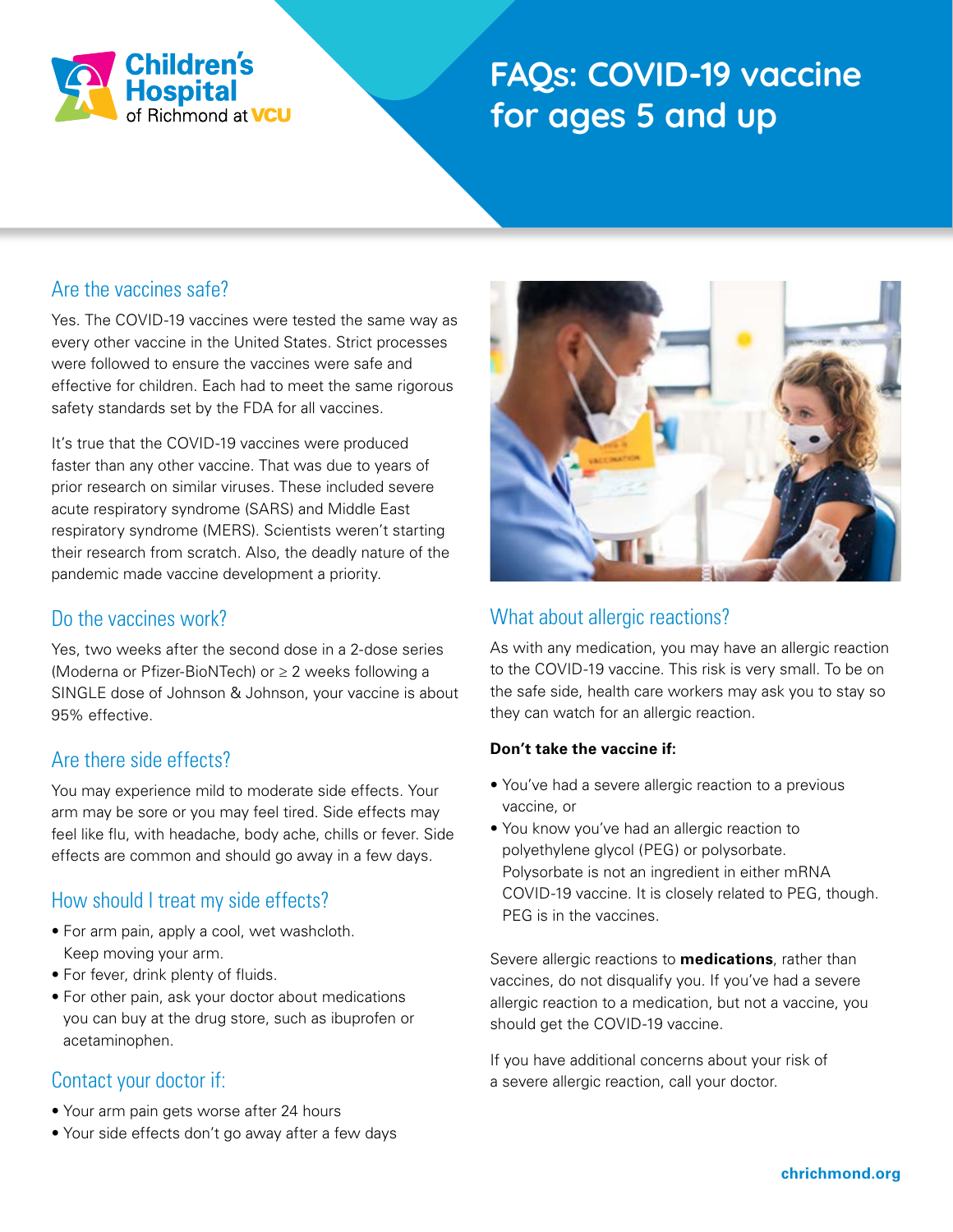# FAQs: COVID-19 vaccine for ages 5 and up

## Are the vaccines safe?

Yes. The COVID-19 vaccines were tested the same way as every other vaccine in the United States. Strict processes were followed to ensure the vaccines were safe and effective for children. Each had to meet the same rigorous safety standards set by the FDA for all vaccines.

It's true that the COVID-19 vaccines were produced faster than any other vaccine. That was due to years of prior research on similar viruses. These included severe acute respiratory syndrome (SARS) and Middle East respiratory syndrome (MERS). Scientists weren't starting their research from scratch. Also, the deadly nature of the pandemic made vaccine development a priority.

## Do the vaccines work?

Yes, two weeks after the second dose in a 2-dose series (Moderna or Pfizer-BioNTech) or ≥ 2 weeks following a SINGLE dose of Johnson & Johnson, your vaccine is about 95% effective.

## Are there side effects?

You may experience mild to moderate side effects. Your arm may be sore or you may feel tired. Side effects may feel like flu, with headache, body ache, chills or fever. Side effects are common and should go away in a few days.

## How should I treat my side effects?

- For arm pain, apply a cool, wet washcloth. Keep moving your arm.
- For fever, drink plenty of fluids.
- For other pain, ask your doctor about medications you can buy at the drug store, such as ibuprofen or acetaminophen.

## Contact your doctor if:

- Your arm pain gets worse after 24 hours
- Your side effects don't go away after a few days

## What about allergic reactions?

As with any medication, you may have an allergic reaction to the COVID-19 vaccine. This risk is very small. To be on the safe side, health care workers may ask you to stay so they can watch for an allergic reaction.

**Don't take the vaccine if:**

- You've had a severe allergic reaction to a previous vaccine, or
- You know you've had an allergic reaction to polyethylene glycol (PEG) or polysorbate. Polysorbate is not an ingredient in either mRNA COVID-19 vaccine. It is closely related to PEG, though. PEG is in the vaccines.

Severe allergic reactions to **medications**, rather than vaccines, do not disqualify you. If you've had a severe allergic reaction to a medication, but not a vaccine, you should get the COVID-19 vaccine.

If you have additional concerns about your risk of a severe allergic reaction, call your doctor.

**chrichmond.org**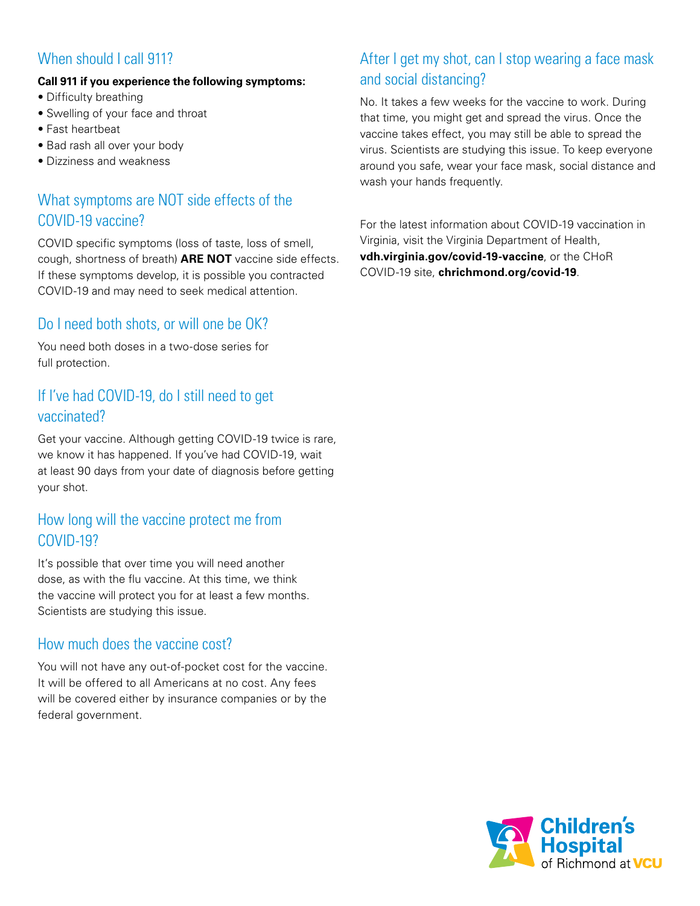## When should I call 911?

**Call 911 if you experience the following symptoms:**

- Difficulty breathing
- Swelling of your face and throat
- Fast heartbeat
- Bad rash all over your body
- Dizziness and weakness

## What symptoms are NOT side effects of the COVID-19 vaccine?

COVID specific symptoms (loss of taste, loss of smell, cough, shortness of breath) **ARE NOT** vaccine side effects. If these symptoms develop, it is possible you contracted COVID-19 and may need to seek medical attention.

## Do I need both shots, or will one be OK?

You need both doses in a two-dose series for full protection.

## If I've had COVID-19, do I still need to get vaccinated?

Get your vaccine. Although getting COVID-19 twice is rare, we know it has happened. If you've had COVID-19, wait at least 90 days from your date of diagnosis before getting your shot.

## How long will the vaccine protect me from COVID-19?

It's possible that over time you will need another dose, as with the flu vaccine. At this time, we think the vaccine will protect you for at least a few months. Scientists are studying this issue.

## How much does the vaccine cost?

You will not have any out-of-pocket cost for the vaccine. It will be offered to all Americans at no cost. Any fees will be covered either by insurance companies or by the federal government.

## After I get my shot, can I stop wearing a face mask and social distancing?

No. It takes a few weeks for the vaccine to work. During that time, you might get and spread the virus. Once the vaccine takes effect, you may still be able to spread the virus. Scientists are studying this issue. To keep everyone around you safe, wear your face mask, social distance and wash your hands frequently.

For the latest information about COVID-19 vaccination in Virginia, visit the Virginia Department of Health, **vdh.virginia.gov/covid-19-vaccine**, or the CHoR COVID-19 site, **chrichmond.org/covid-19**.

Children's Hospital of Richmond at VCU